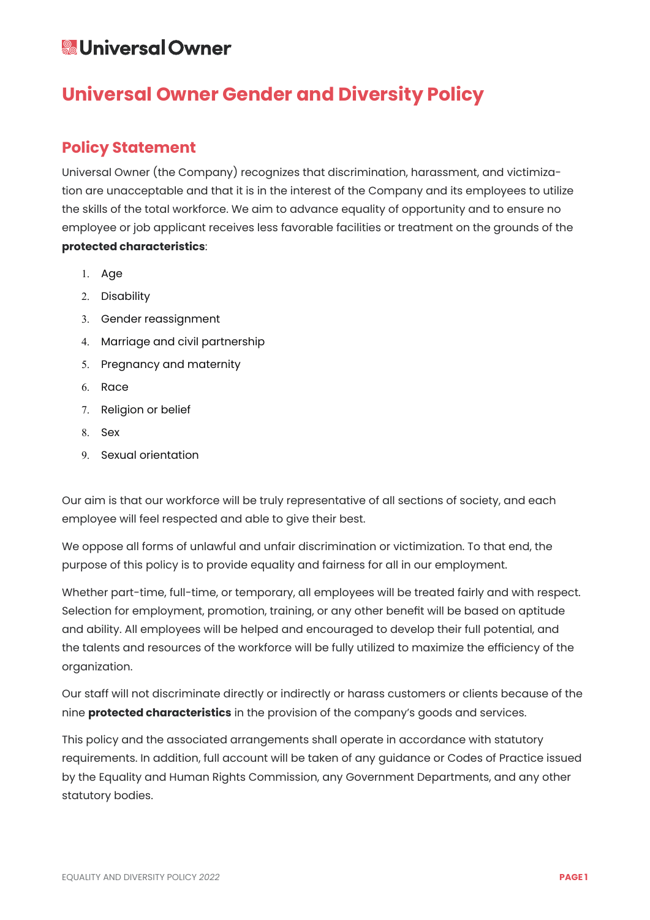Universal Owner

# Universal Owner Gender and Diversity Policy

## Policy Statement

Universal Owner (the Company) recognizes that discrimination, harassment, and victimization are unacceptable and that it is in the interest of the Company and its employees to utilize the skills of the total workforce. We aim to advance equality of opportunity and to ensure no employee or job applicant receives less favorable facilities or treatment on the grounds of the **protected characteristics**:

1. Age
2. Disability
3. Gender reassignment
4. Marriage and civil partnership
5. Pregnancy and maternity
6. Race
7. Religion or belief
8. Sex
9. Sexual orientation

Our aim is that our workforce will be truly representative of all sections of society, and each employee will feel respected and able to give their best.

We oppose all forms of unlawful and unfair discrimination or victimization. To that end, the purpose of this policy is to provide equality and fairness for all in our employment.

Whether part-time, full-time, or temporary, all employees will be treated fairly and with respect. Selection for employment, promotion, training, or any other benefit will be based on aptitude and ability. All employees will be helped and encouraged to develop their full potential, and the talents and resources of the workforce will be fully utilized to maximize the efficiency of the organization.

Our staff will not discriminate directly or indirectly or harass customers or clients because of the nine **protected characteristics** in the provision of the company's goods and services.

This policy and the associated arrangements shall operate in accordance with statutory requirements. In addition, full account will be taken of any guidance or Codes of Practice issued by the Equality and Human Rights Commission, any Government Departments, and any other statutory bodies.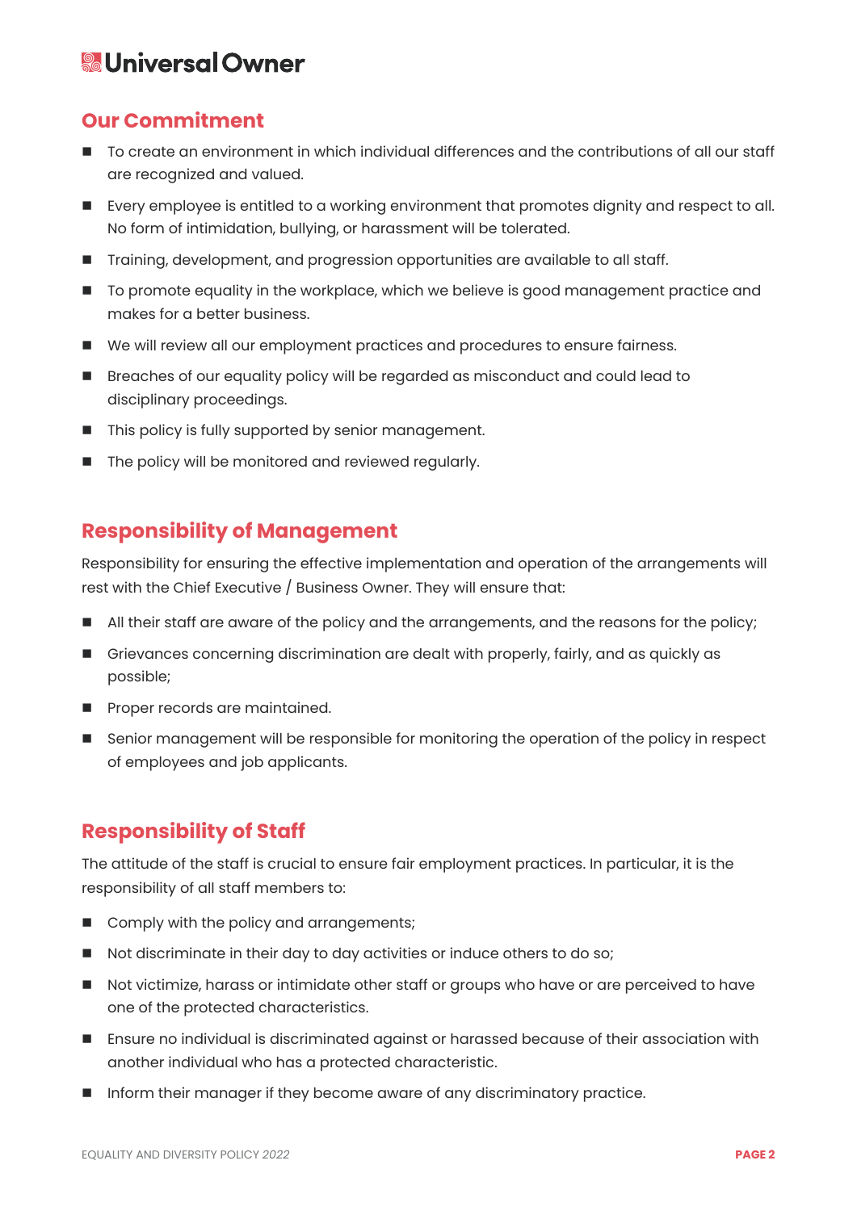## Our Commitment

- To create an environment in which individual differences and the contributions of all our staff are recognized and valued.
- Every employee is entitled to a working environment that promotes dignity and respect to all. No form of intimidation, bullying, or harassment will be tolerated.
- Training, development, and progression opportunities are available to all staff.
- To promote equality in the workplace, which we believe is good management practice and makes for a better business.
- We will review all our employment practices and procedures to ensure fairness.
- Breaches of our equality policy will be regarded as misconduct and could lead to disciplinary proceedings.
- This policy is fully supported by senior management.
- The policy will be monitored and reviewed regularly.

## Responsibility of Management

Responsibility for ensuring the effective implementation and operation of the arrangements will rest with the Chief Executive / Business Owner. They will ensure that:

- All their staff are aware of the policy and the arrangements, and the reasons for the policy;
- Grievances concerning discrimination are dealt with properly, fairly, and as quickly as possible;
- Proper records are maintained.
- Senior management will be responsible for monitoring the operation of the policy in respect of employees and job applicants.

## Responsibility of Staff

The attitude of the staff is crucial to ensure fair employment practices. In particular, it is the responsibility of all staff members to:

- Comply with the policy and arrangements;
- Not discriminate in their day to day activities or induce others to do so;
- Not victimize, harass or intimidate other staff or groups who have or are perceived to have one of the protected characteristics.
- Ensure no individual is discriminated against or harassed because of their association with another individual who has a protected characteristic.
- Inform their manager if they become aware of any discriminatory practice.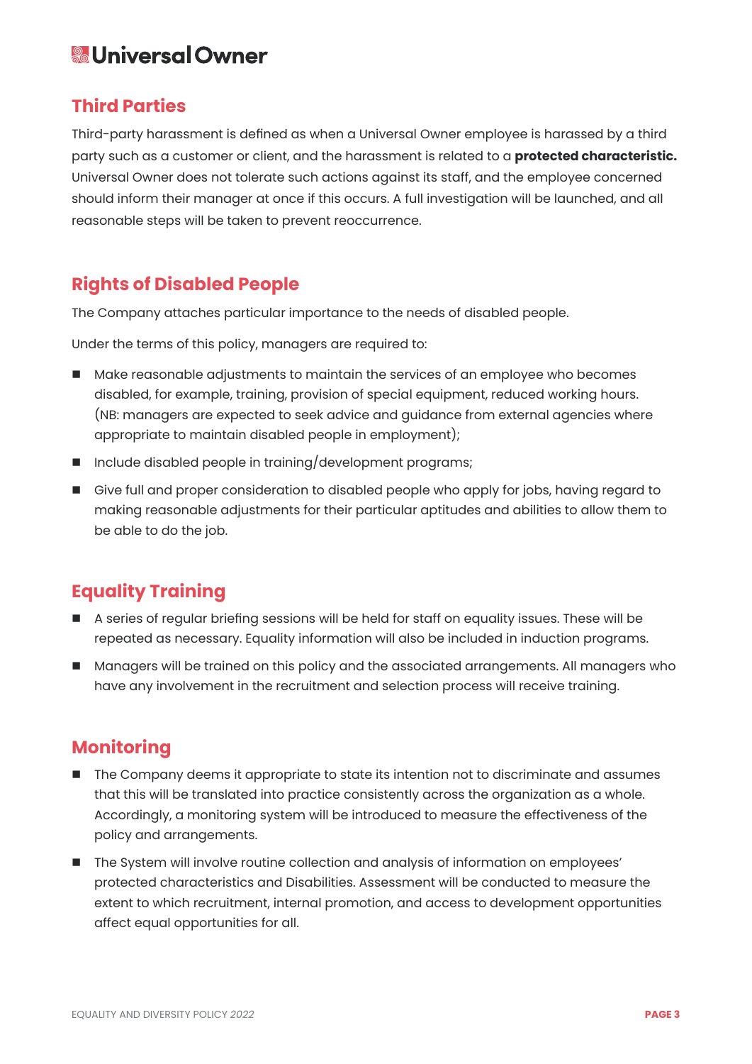## Third Parties

Third-party harassment is defined as when a Universal Owner employee is harassed by a third party such as a customer or client, and the harassment is related to a **protected characteristic.** Universal Owner does not tolerate such actions against its staff, and the employee concerned should inform their manager at once if this occurs. A full investigation will be launched, and all reasonable steps will be taken to prevent reoccurrence.

## Rights of Disabled People

The Company attaches particular importance to the needs of disabled people.

Under the terms of this policy, managers are required to:

- Make reasonable adjustments to maintain the services of an employee who becomes disabled, for example, training, provision of special equipment, reduced working hours. (NB: managers are expected to seek advice and guidance from external agencies where appropriate to maintain disabled people in employment);
- Include disabled people in training/development programs;
- Give full and proper consideration to disabled people who apply for jobs, having regard to making reasonable adjustments for their particular aptitudes and abilities to allow them to be able to do the job.

## Equality Training

- A series of regular briefing sessions will be held for staff on equality issues. These will be repeated as necessary. Equality information will also be included in induction programs.
- Managers will be trained on this policy and the associated arrangements. All managers who have any involvement in the recruitment and selection process will receive training.

## Monitoring

- The Company deems it appropriate to state its intention not to discriminate and assumes that this will be translated into practice consistently across the organization as a whole. Accordingly, a monitoring system will be introduced to measure the effectiveness of the policy and arrangements.
- The System will involve routine collection and analysis of information on employees' protected characteristics and Disabilities. Assessment will be conducted to measure the extent to which recruitment, internal promotion, and access to development opportunities affect equal opportunities for all.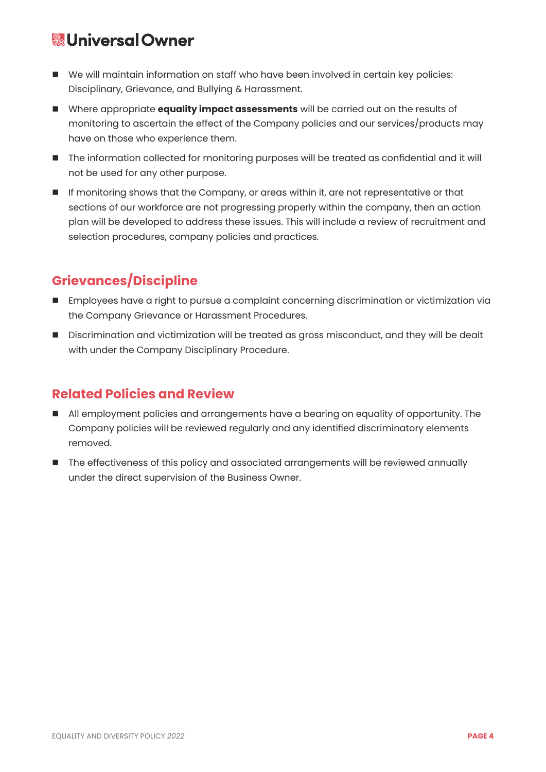- We will maintain information on staff who have been involved in certain key policies: Disciplinary, Grievance, and Bullying & Harassment.
- Where appropriate **equality impact assessments** will be carried out on the results of monitoring to ascertain the effect of the Company policies and our services/products may have on those who experience them.
- The information collected for monitoring purposes will be treated as confidential and it will not be used for any other purpose.
- If monitoring shows that the Company, or areas within it, are not representative or that sections of our workforce are not progressing properly within the company, then an action plan will be developed to address these issues. This will include a review of recruitment and selection procedures, company policies and practices.

## Grievances/Discipline

- Employees have a right to pursue a complaint concerning discrimination or victimization via the Company Grievance or Harassment Procedures.
- Discrimination and victimization will be treated as gross misconduct, and they will be dealt with under the Company Disciplinary Procedure.

## Related Policies and Review

- All employment policies and arrangements have a bearing on equality of opportunity. The Company policies will be reviewed regularly and any identified discriminatory elements removed.
- The effectiveness of this policy and associated arrangements will be reviewed annually under the direct supervision of the Business Owner.